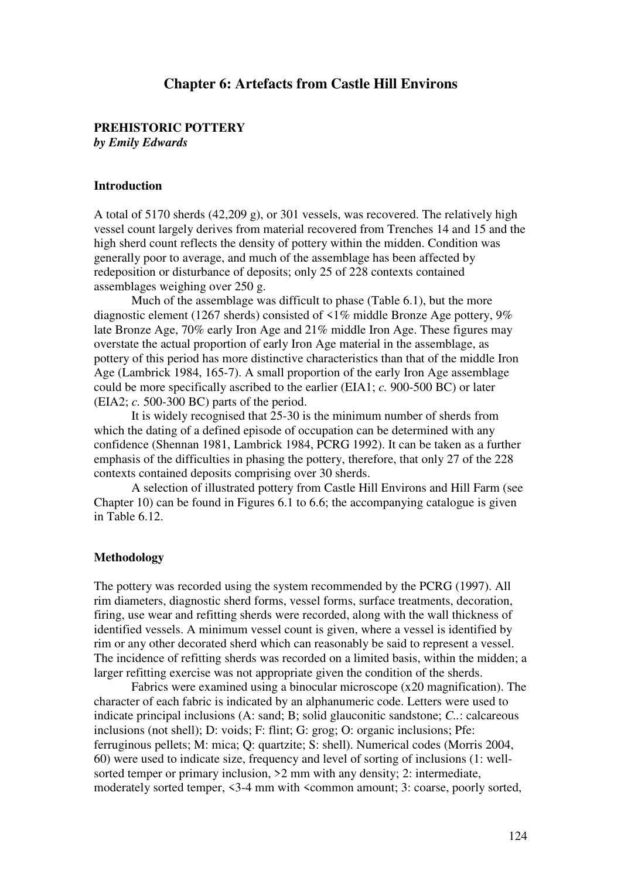# Chapter 6: Artefacts from Castle Hill Environs

## PREHISTORIC POTTERY

***by Emily Edwards***

### Introduction

A total of 5170 sherds (42,209 g), or 301 vessels, was recovered. The relatively high vessel count largely derives from material recovered from Trenches 14 and 15 and the high sherd count reflects the density of pottery within the midden. Condition was generally poor to average, and much of the assemblage has been affected by redeposition or disturbance of deposits; only 25 of 228 contexts contained assemblages weighing over 250 g.

Much of the assemblage was difficult to phase (Table 6.1), but the more diagnostic element (1267 sherds) consisted of <1% middle Bronze Age pottery, 9% late Bronze Age, 70% early Iron Age and 21% middle Iron Age. These figures may overstate the actual proportion of early Iron Age material in the assemblage, as pottery of this period has more distinctive characteristics than that of the middle Iron Age (Lambrick 1984, 165-7). A small proportion of the early Iron Age assemblage could be more specifically ascribed to the earlier (EIA1; *c.* 900-500 BC) or later (EIA2; *c.* 500-300 BC) parts of the period.

It is widely recognised that 25-30 is the minimum number of sherds from which the dating of a defined episode of occupation can be determined with any confidence (Shennan 1981, Lambrick 1984, PCRG 1992). It can be taken as a further emphasis of the difficulties in phasing the pottery, therefore, that only 27 of the 228 contexts contained deposits comprising over 30 sherds.

A selection of illustrated pottery from Castle Hill Environs and Hill Farm (see Chapter 10) can be found in Figures 6.1 to 6.6; the accompanying catalogue is given in Table 6.12.

### Methodology

The pottery was recorded using the system recommended by the PCRG (1997). All rim diameters, diagnostic sherd forms, vessel forms, surface treatments, decoration, firing, use wear and refitting sherds were recorded, along with the wall thickness of identified vessels. A minimum vessel count is given, where a vessel is identified by rim or any other decorated sherd which can reasonably be said to represent a vessel. The incidence of refitting sherds was recorded on a limited basis, within the midden; a larger refitting exercise was not appropriate given the condition of the sherds.

Fabrics were examined using a binocular microscope (x20 magnification). The character of each fabric is indicated by an alphanumeric code. Letters were used to indicate principal inclusions (A: sand; B; solid glauconitic sandstone; *C..*: calcareous inclusions (not shell); D: voids; F: flint; G: grog; O: organic inclusions; Pfe: ferruginous pellets; M: mica; Q: quartzite; S: shell). Numerical codes (Morris 2004, 60) were used to indicate size, frequency and level of sorting of inclusions (1: well-sorted temper or primary inclusion, >2 mm with any density; 2: intermediate, moderately sorted temper, <3-4 mm with <common amount; 3: coarse, poorly sorted,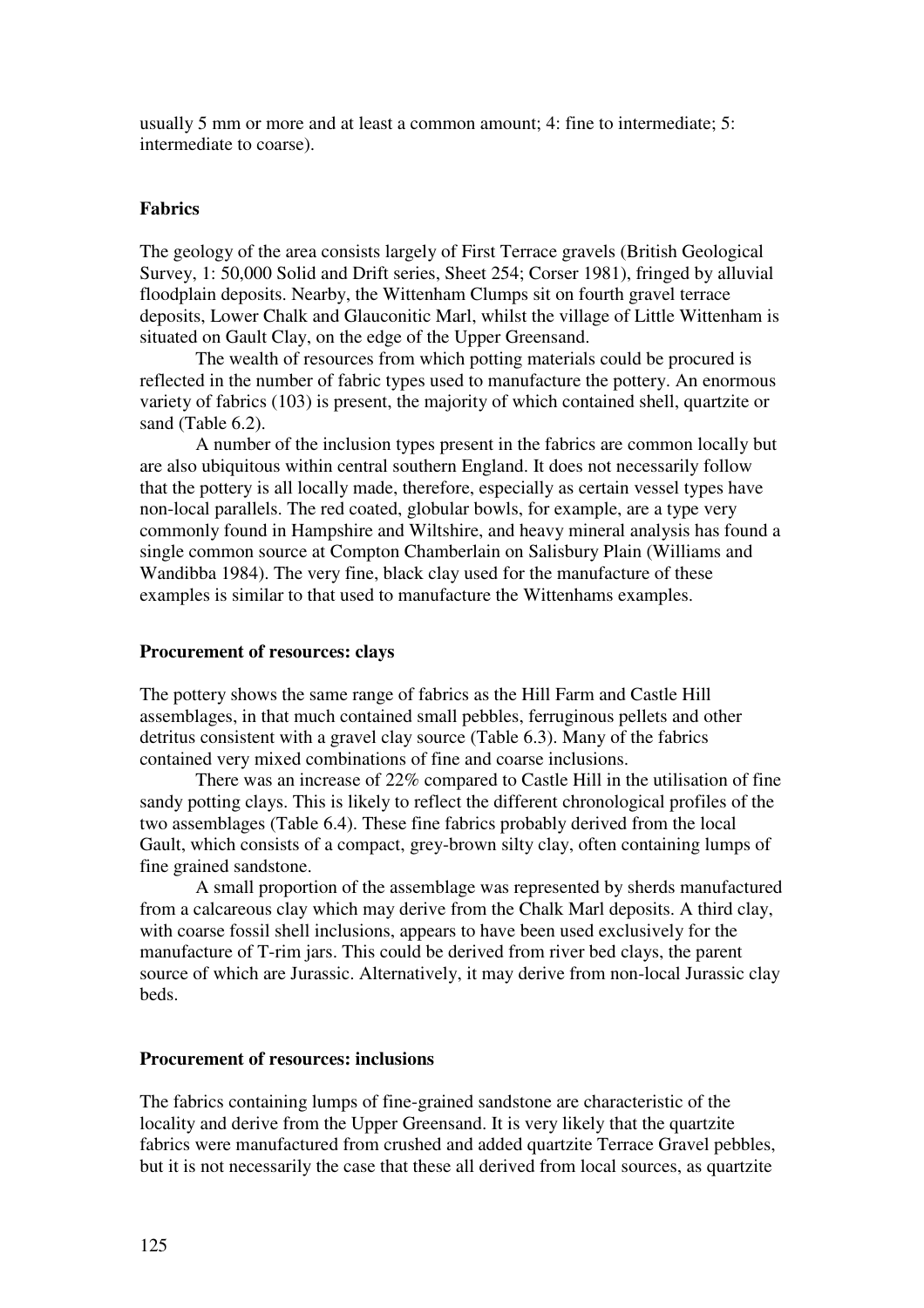usually 5 mm or more and at least a common amount; 4: fine to intermediate; 5: intermediate to coarse).

**Fabrics**

The geology of the area consists largely of First Terrace gravels (British Geological Survey, 1: 50,000 Solid and Drift series, Sheet 254; Corser 1981), fringed by alluvial floodplain deposits. Nearby, the Wittenham Clumps sit on fourth gravel terrace deposits, Lower Chalk and Glauconitic Marl, whilst the village of Little Wittenham is situated on Gault Clay, on the edge of the Upper Greensand.

The wealth of resources from which potting materials could be procured is reflected in the number of fabric types used to manufacture the pottery. An enormous variety of fabrics (103) is present, the majority of which contained shell, quartzite or sand (Table 6.2).

A number of the inclusion types present in the fabrics are common locally but are also ubiquitous within central southern England. It does not necessarily follow that the pottery is all locally made, therefore, especially as certain vessel types have non-local parallels. The red coated, globular bowls, for example, are a type very commonly found in Hampshire and Wiltshire, and heavy mineral analysis has found a single common source at Compton Chamberlain on Salisbury Plain (Williams and Wandibba 1984). The very fine, black clay used for the manufacture of these examples is similar to that used to manufacture the Wittenhams examples.

**Procurement of resources: clays**

The pottery shows the same range of fabrics as the Hill Farm and Castle Hill assemblages, in that much contained small pebbles, ferruginous pellets and other detritus consistent with a gravel clay source (Table 6.3). Many of the fabrics contained very mixed combinations of fine and coarse inclusions.

There was an increase of 22% compared to Castle Hill in the utilisation of fine sandy potting clays. This is likely to reflect the different chronological profiles of the two assemblages (Table 6.4). These fine fabrics probably derived from the local Gault, which consists of a compact, grey-brown silty clay, often containing lumps of fine grained sandstone.

A small proportion of the assemblage was represented by sherds manufactured from a calcareous clay which may derive from the Chalk Marl deposits. A third clay, with coarse fossil shell inclusions, appears to have been used exclusively for the manufacture of T-rim jars. This could be derived from river bed clays, the parent source of which are Jurassic. Alternatively, it may derive from non-local Jurassic clay beds.

**Procurement of resources: inclusions**

The fabrics containing lumps of fine-grained sandstone are characteristic of the locality and derive from the Upper Greensand. It is very likely that the quartzite fabrics were manufactured from crushed and added quartzite Terrace Gravel pebbles, but it is not necessarily the case that these all derived from local sources, as quartzite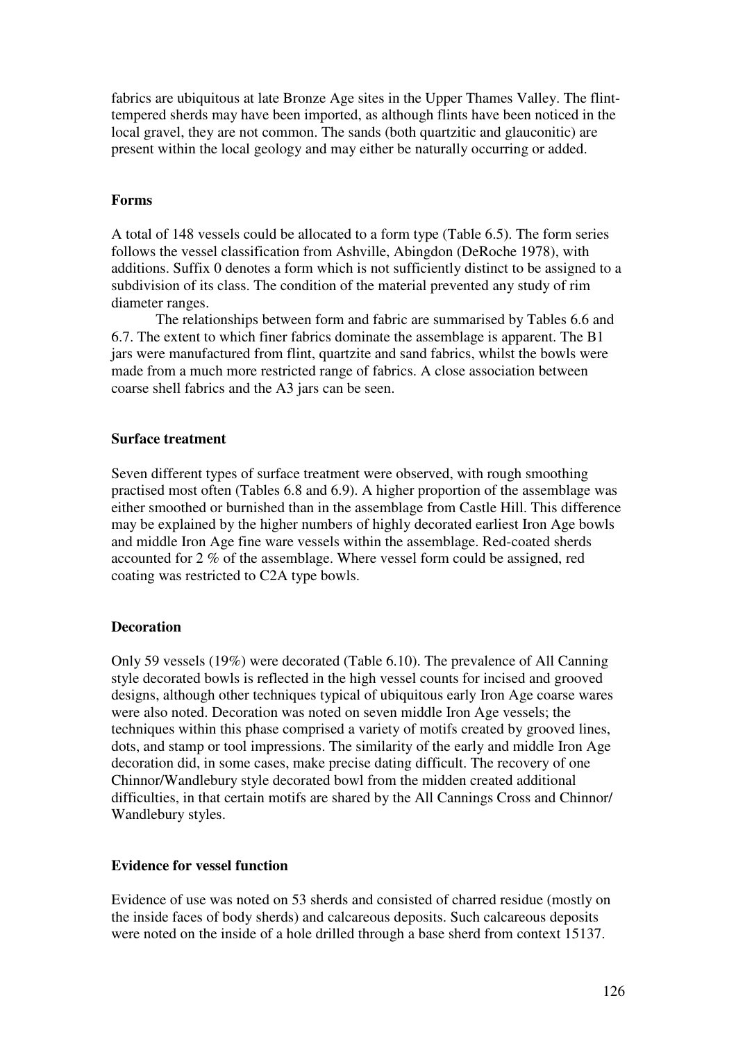fabrics are ubiquitous at late Bronze Age sites in the Upper Thames Valley. The flint-tempered sherds may have been imported, as although flints have been noticed in the local gravel, they are not common. The sands (both quartzitic and glauconitic) are present within the local geology and may either be naturally occurring or added.

### Forms

A total of 148 vessels could be allocated to a form type (Table 6.5). The form series follows the vessel classification from Ashville, Abingdon (DeRoche 1978), with additions. Suffix 0 denotes a form which is not sufficiently distinct to be assigned to a subdivision of its class. The condition of the material prevented any study of rim diameter ranges.

The relationships between form and fabric are summarised by Tables 6.6 and 6.7. The extent to which finer fabrics dominate the assemblage is apparent. The B1 jars were manufactured from flint, quartzite and sand fabrics, whilst the bowls were made from a much more restricted range of fabrics. A close association between coarse shell fabrics and the A3 jars can be seen.

### Surface treatment

Seven different types of surface treatment were observed, with rough smoothing practised most often (Tables 6.8 and 6.9). A higher proportion of the assemblage was either smoothed or burnished than in the assemblage from Castle Hill. This difference may be explained by the higher numbers of highly decorated earliest Iron Age bowls and middle Iron Age fine ware vessels within the assemblage. Red-coated sherds accounted for 2 % of the assemblage. Where vessel form could be assigned, red coating was restricted to C2A type bowls.

### Decoration

Only 59 vessels (19%) were decorated (Table 6.10). The prevalence of All Canning style decorated bowls is reflected in the high vessel counts for incised and grooved designs, although other techniques typical of ubiquitous early Iron Age coarse wares were also noted. Decoration was noted on seven middle Iron Age vessels; the techniques within this phase comprised a variety of motifs created by grooved lines, dots, and stamp or tool impressions. The similarity of the early and middle Iron Age decoration did, in some cases, make precise dating difficult. The recovery of one Chinnor/Wandlebury style decorated bowl from the midden created additional difficulties, in that certain motifs are shared by the All Cannings Cross and Chinnor/ Wandlebury styles.

### Evidence for vessel function

Evidence of use was noted on 53 sherds and consisted of charred residue (mostly on the inside faces of body sherds) and calcareous deposits. Such calcareous deposits were noted on the inside of a hole drilled through a base sherd from context 15137.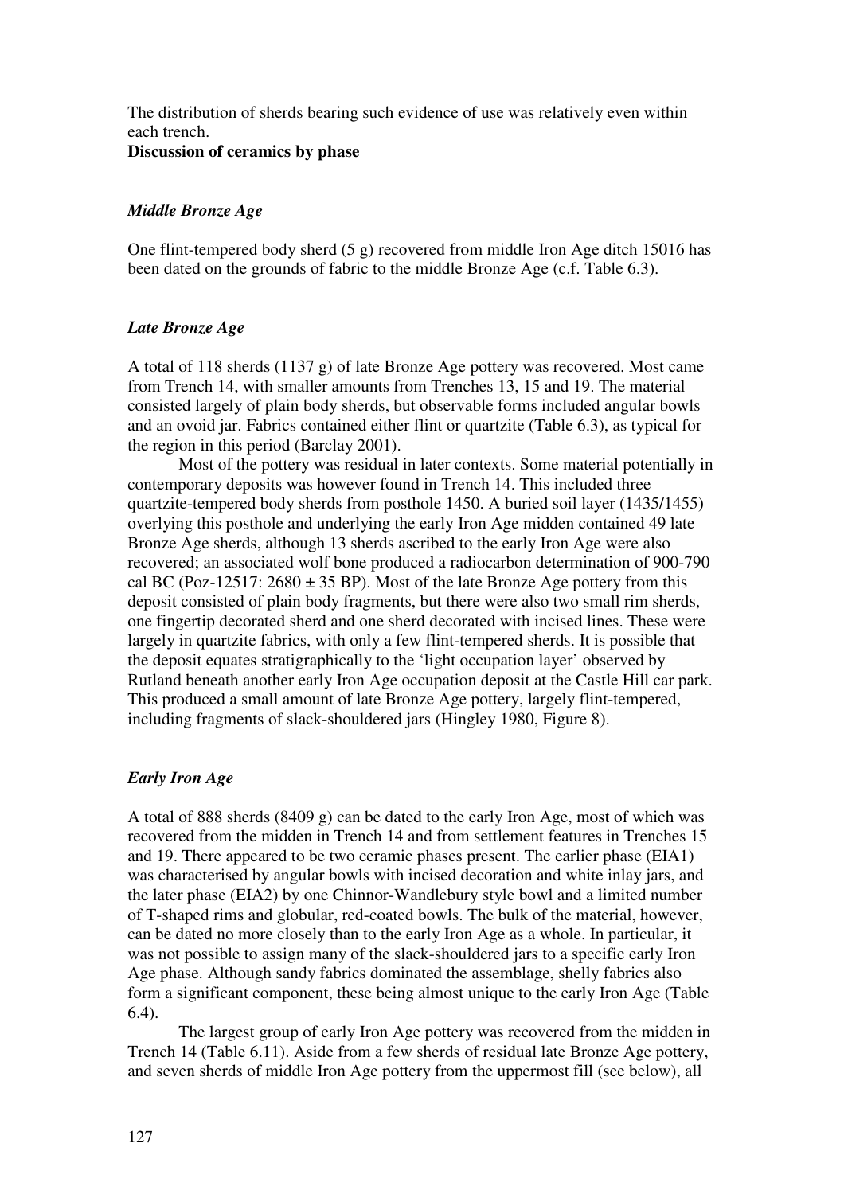The distribution of sherds bearing such evidence of use was relatively even within each trench.

**Discussion of ceramics by phase**

### *Middle Bronze Age*

One flint-tempered body sherd (5 g) recovered from middle Iron Age ditch 15016 has been dated on the grounds of fabric to the middle Bronze Age (c.f. Table 6.3).

### *Late Bronze Age*

A total of 118 sherds (1137 g) of late Bronze Age pottery was recovered. Most came from Trench 14, with smaller amounts from Trenches 13, 15 and 19. The material consisted largely of plain body sherds, but observable forms included angular bowls and an ovoid jar. Fabrics contained either flint or quartzite (Table 6.3), as typical for the region in this period (Barclay 2001).

Most of the pottery was residual in later contexts. Some material potentially in contemporary deposits was however found in Trench 14. This included three quartzite-tempered body sherds from posthole 1450. A buried soil layer (1435/1455) overlying this posthole and underlying the early Iron Age midden contained 49 late Bronze Age sherds, although 13 sherds ascribed to the early Iron Age were also recovered; an associated wolf bone produced a radiocarbon determination of 900-790 cal BC (Poz-12517: 2680 ± 35 BP). Most of the late Bronze Age pottery from this deposit consisted of plain body fragments, but there were also two small rim sherds, one fingertip decorated sherd and one sherd decorated with incised lines. These were largely in quartzite fabrics, with only a few flint-tempered sherds. It is possible that the deposit equates stratigraphically to the 'light occupation layer' observed by Rutland beneath another early Iron Age occupation deposit at the Castle Hill car park. This produced a small amount of late Bronze Age pottery, largely flint-tempered, including fragments of slack-shouldered jars (Hingley 1980, Figure 8).

### *Early Iron Age*

A total of 888 sherds (8409 g) can be dated to the early Iron Age, most of which was recovered from the midden in Trench 14 and from settlement features in Trenches 15 and 19. There appeared to be two ceramic phases present. The earlier phase (EIA1) was characterised by angular bowls with incised decoration and white inlay jars, and the later phase (EIA2) by one Chinnor-Wandlebury style bowl and a limited number of T-shaped rims and globular, red-coated bowls. The bulk of the material, however, can be dated no more closely than to the early Iron Age as a whole. In particular, it was not possible to assign many of the slack-shouldered jars to a specific early Iron Age phase. Although sandy fabrics dominated the assemblage, shelly fabrics also form a significant component, these being almost unique to the early Iron Age (Table 6.4).

The largest group of early Iron Age pottery was recovered from the midden in Trench 14 (Table 6.11). Aside from a few sherds of residual late Bronze Age pottery, and seven sherds of middle Iron Age pottery from the uppermost fill (see below), all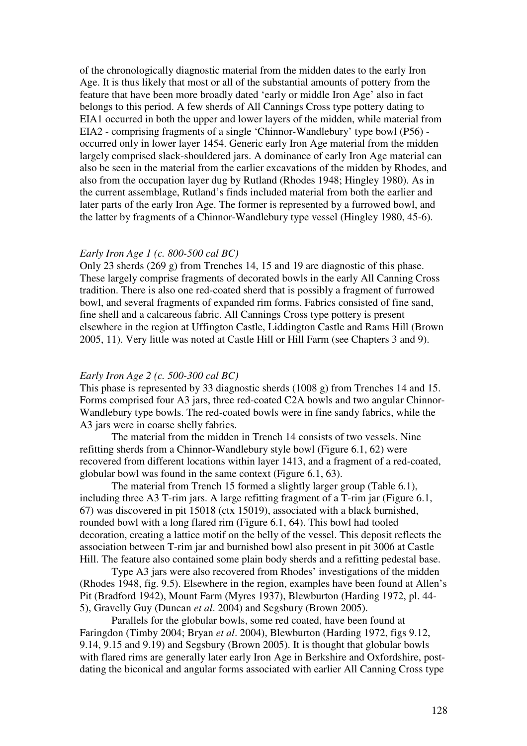of the chronologically diagnostic material from the midden dates to the early Iron Age. It is thus likely that most or all of the substantial amounts of pottery from the feature that have been more broadly dated 'early or middle Iron Age' also in fact belongs to this period. A few sherds of All Cannings Cross type pottery dating to EIA1 occurred in both the upper and lower layers of the midden, while material from EIA2 - comprising fragments of a single 'Chinnor-Wandlebury' type bowl (P56) - occurred only in lower layer 1454. Generic early Iron Age material from the midden largely comprised slack-shouldered jars. A dominance of early Iron Age material can also be seen in the material from the earlier excavations of the midden by Rhodes, and also from the occupation layer dug by Rutland (Rhodes 1948; Hingley 1980). As in the current assemblage, Rutland's finds included material from both the earlier and later parts of the early Iron Age. The former is represented by a furrowed bowl, and the latter by fragments of a Chinnor-Wandlebury type vessel (Hingley 1980, 45-6).

*Early Iron Age 1 (c. 800-500 cal BC)*
Only 23 sherds (269 g) from Trenches 14, 15 and 19 are diagnostic of this phase. These largely comprise fragments of decorated bowls in the early All Canning Cross tradition. There is also one red-coated sherd that is possibly a fragment of furrowed bowl, and several fragments of expanded rim forms. Fabrics consisted of fine sand, fine shell and a calcareous fabric. All Cannings Cross type pottery is present elsewhere in the region at Uffington Castle, Liddington Castle and Rams Hill (Brown 2005, 11). Very little was noted at Castle Hill or Hill Farm (see Chapters 3 and 9).

*Early Iron Age 2 (c. 500-300 cal BC)*
This phase is represented by 33 diagnostic sherds (1008 g) from Trenches 14 and 15. Forms comprised four A3 jars, three red-coated C2A bowls and two angular Chinnor-Wandlebury type bowls. The red-coated bowls were in fine sandy fabrics, while the A3 jars were in coarse shelly fabrics.

The material from the midden in Trench 14 consists of two vessels. Nine refitting sherds from a Chinnor-Wandlebury style bowl (Figure 6.1, 62) were recovered from different locations within layer 1413, and a fragment of a red-coated, globular bowl was found in the same context (Figure 6.1, 63).

The material from Trench 15 formed a slightly larger group (Table 6.1), including three A3 T-rim jars. A large refitting fragment of a T-rim jar (Figure 6.1, 67) was discovered in pit 15018 (ctx 15019), associated with a black burnished, rounded bowl with a long flared rim (Figure 6.1, 64). This bowl had tooled decoration, creating a lattice motif on the belly of the vessel. This deposit reflects the association between T-rim jar and burnished bowl also present in pit 3006 at Castle Hill. The feature also contained some plain body sherds and a refitting pedestal base.

Type A3 jars were also recovered from Rhodes' investigations of the midden (Rhodes 1948, fig. 9.5). Elsewhere in the region, examples have been found at Allen's Pit (Bradford 1942), Mount Farm (Myres 1937), Blewburton (Harding 1972, pl. 44-5), Gravelly Guy (Duncan *et al*. 2004) and Segsbury (Brown 2005).

Parallels for the globular bowls, some red coated, have been found at Faringdon (Timby 2004; Bryan *et al*. 2004), Blewburton (Harding 1972, figs 9.12, 9.14, 9.15 and 9.19) and Segsbury (Brown 2005). It is thought that globular bowls with flared rims are generally later early Iron Age in Berkshire and Oxfordshire, post-dating the biconical and angular forms associated with earlier All Canning Cross type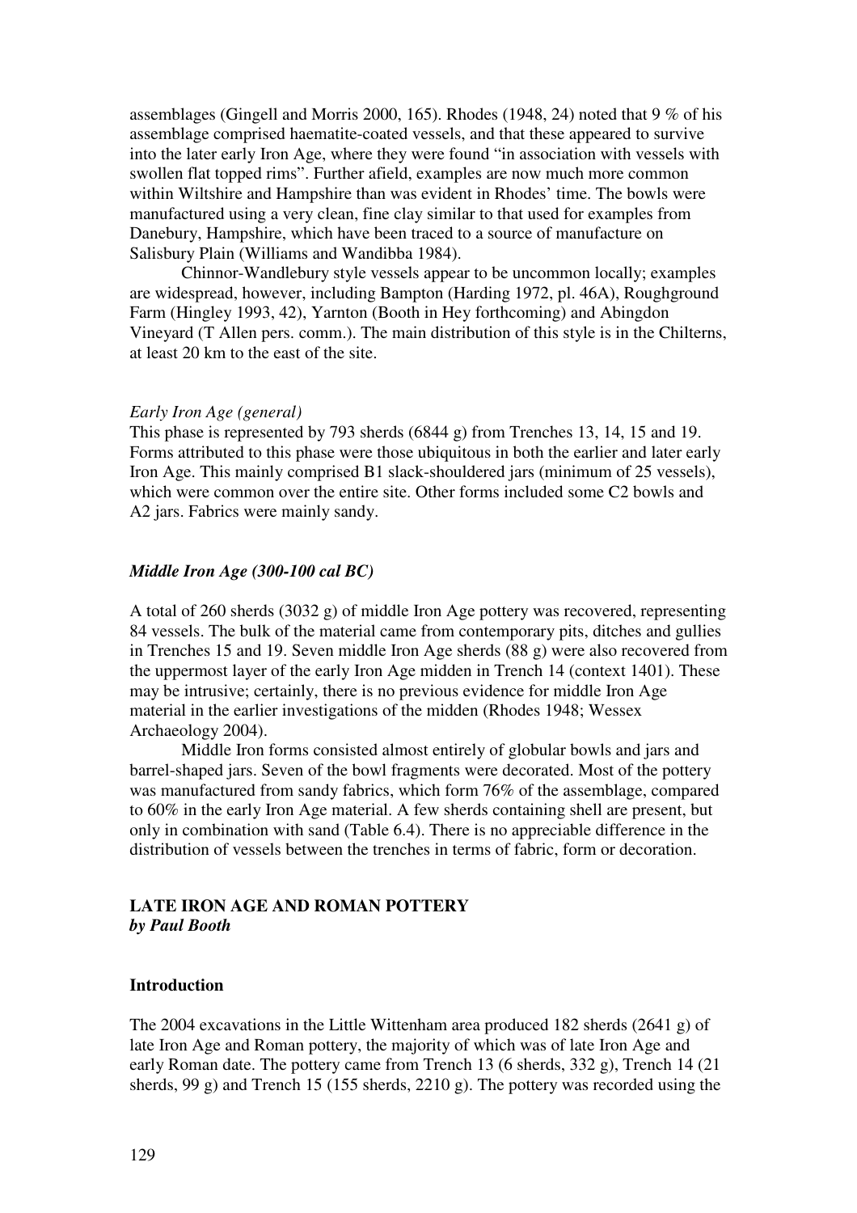assemblages (Gingell and Morris 2000, 165). Rhodes (1948, 24) noted that 9 % of his assemblage comprised haematite-coated vessels, and that these appeared to survive into the later early Iron Age, where they were found "in association with vessels with swollen flat topped rims". Further afield, examples are now much more common within Wiltshire and Hampshire than was evident in Rhodes' time. The bowls were manufactured using a very clean, fine clay similar to that used for examples from Danebury, Hampshire, which have been traced to a source of manufacture on Salisbury Plain (Williams and Wandibba 1984).

Chinnor-Wandlebury style vessels appear to be uncommon locally; examples are widespread, however, including Bampton (Harding 1972, pl. 46A), Roughground Farm (Hingley 1993, 42), Yarnton (Booth in Hey forthcoming) and Abingdon Vineyard (T Allen pers. comm.). The main distribution of this style is in the Chilterns, at least 20 km to the east of the site.

*Early Iron Age (general)*

This phase is represented by 793 sherds (6844 g) from Trenches 13, 14, 15 and 19. Forms attributed to this phase were those ubiquitous in both the earlier and later early Iron Age. This mainly comprised B1 slack-shouldered jars (minimum of 25 vessels), which were common over the entire site. Other forms included some C2 bowls and A2 jars. Fabrics were mainly sandy.

***Middle Iron Age (300-100 cal BC)***

A total of 260 sherds (3032 g) of middle Iron Age pottery was recovered, representing 84 vessels. The bulk of the material came from contemporary pits, ditches and gullies in Trenches 15 and 19. Seven middle Iron Age sherds (88 g) were also recovered from the uppermost layer of the early Iron Age midden in Trench 14 (context 1401). These may be intrusive; certainly, there is no previous evidence for middle Iron Age material in the earlier investigations of the midden (Rhodes 1948; Wessex Archaeology 2004).

Middle Iron forms consisted almost entirely of globular bowls and jars and barrel-shaped jars. Seven of the bowl fragments were decorated. Most of the pottery was manufactured from sandy fabrics, which form 76% of the assemblage, compared to 60% in the early Iron Age material. A few sherds containing shell are present, but only in combination with sand (Table 6.4). There is no appreciable difference in the distribution of vessels between the trenches in terms of fabric, form or decoration.

## LATE IRON AGE AND ROMAN POTTERY
***by Paul Booth***

### Introduction

The 2004 excavations in the Little Wittenham area produced 182 sherds (2641 g) of late Iron Age and Roman pottery, the majority of which was of late Iron Age and early Roman date. The pottery came from Trench 13 (6 sherds, 332 g), Trench 14 (21 sherds, 99 g) and Trench 15 (155 sherds, 2210 g). The pottery was recorded using the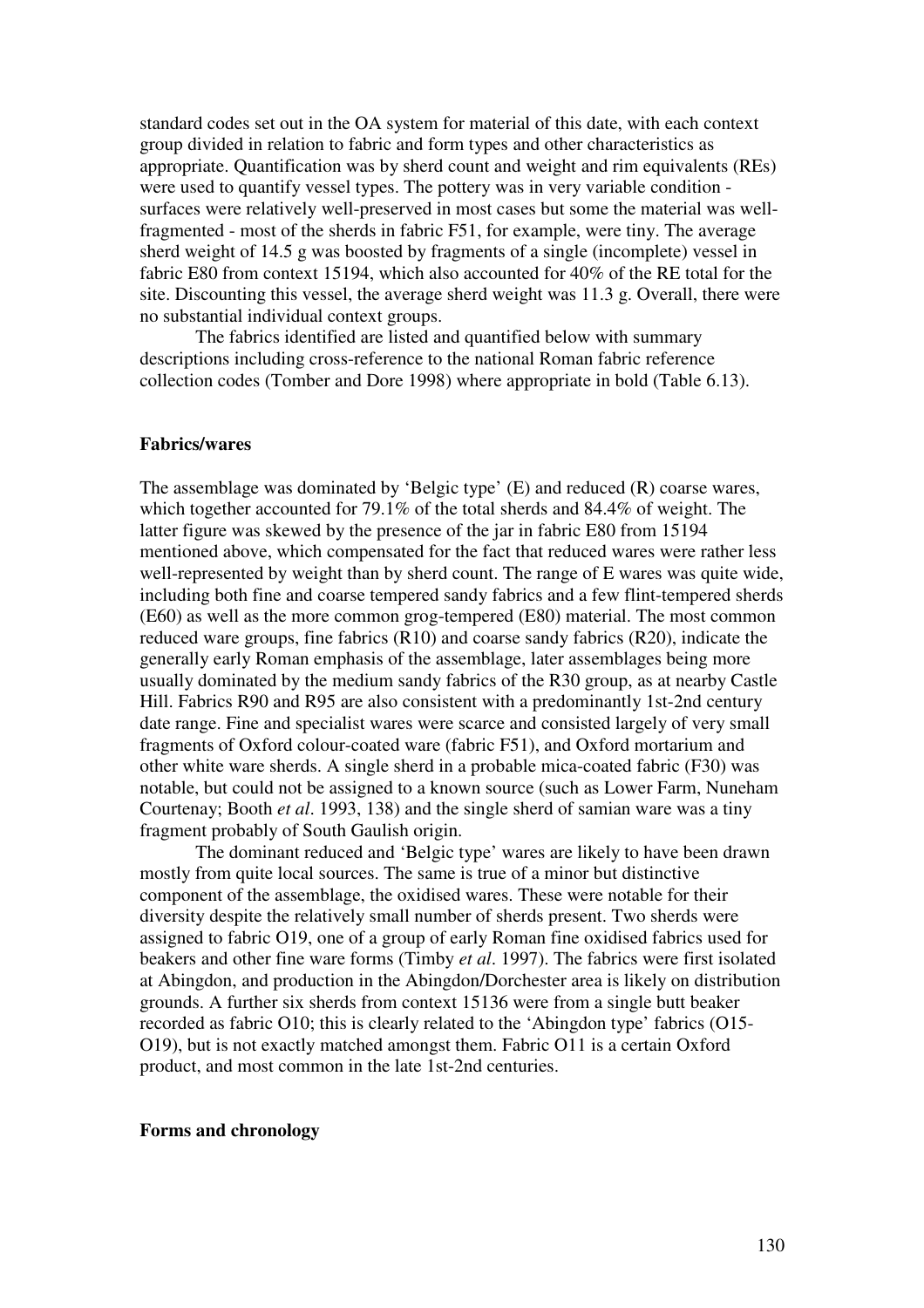standard codes set out in the OA system for material of this date, with each context group divided in relation to fabric and form types and other characteristics as appropriate. Quantification was by sherd count and weight and rim equivalents (REs) were used to quantify vessel types. The pottery was in very variable condition - surfaces were relatively well-preserved in most cases but some the material was well-fragmented - most of the sherds in fabric F51, for example, were tiny. The average sherd weight of 14.5 g was boosted by fragments of a single (incomplete) vessel in fabric E80 from context 15194, which also accounted for 40% of the RE total for the site. Discounting this vessel, the average sherd weight was 11.3 g. Overall, there were no substantial individual context groups.

The fabrics identified are listed and quantified below with summary descriptions including cross-reference to the national Roman fabric reference collection codes (Tomber and Dore 1998) where appropriate in bold (Table 6.13).

**Fabrics/wares**

The assemblage was dominated by 'Belgic type' (E) and reduced (R) coarse wares, which together accounted for 79.1% of the total sherds and 84.4% of weight. The latter figure was skewed by the presence of the jar in fabric E80 from 15194 mentioned above, which compensated for the fact that reduced wares were rather less well-represented by weight than by sherd count. The range of E wares was quite wide, including both fine and coarse tempered sandy fabrics and a few flint-tempered sherds (E60) as well as the more common grog-tempered (E80) material. The most common reduced ware groups, fine fabrics (R10) and coarse sandy fabrics (R20), indicate the generally early Roman emphasis of the assemblage, later assemblages being more usually dominated by the medium sandy fabrics of the R30 group, as at nearby Castle Hill. Fabrics R90 and R95 are also consistent with a predominantly 1st-2nd century date range. Fine and specialist wares were scarce and consisted largely of very small fragments of Oxford colour-coated ware (fabric F51), and Oxford mortarium and other white ware sherds. A single sherd in a probable mica-coated fabric (F30) was notable, but could not be assigned to a known source (such as Lower Farm, Nuneham Courtenay; Booth *et al*. 1993, 138) and the single sherd of samian ware was a tiny fragment probably of South Gaulish origin.

The dominant reduced and 'Belgic type' wares are likely to have been drawn mostly from quite local sources. The same is true of a minor but distinctive component of the assemblage, the oxidised wares. These were notable for their diversity despite the relatively small number of sherds present. Two sherds were assigned to fabric O19, one of a group of early Roman fine oxidised fabrics used for beakers and other fine ware forms (Timby *et al*. 1997). The fabrics were first isolated at Abingdon, and production in the Abingdon/Dorchester area is likely on distribution grounds. A further six sherds from context 15136 were from a single butt beaker recorded as fabric O10; this is clearly related to the 'Abingdon type' fabrics (O15-O19), but is not exactly matched amongst them. Fabric O11 is a certain Oxford product, and most common in the late 1st-2nd centuries.

**Forms and chronology**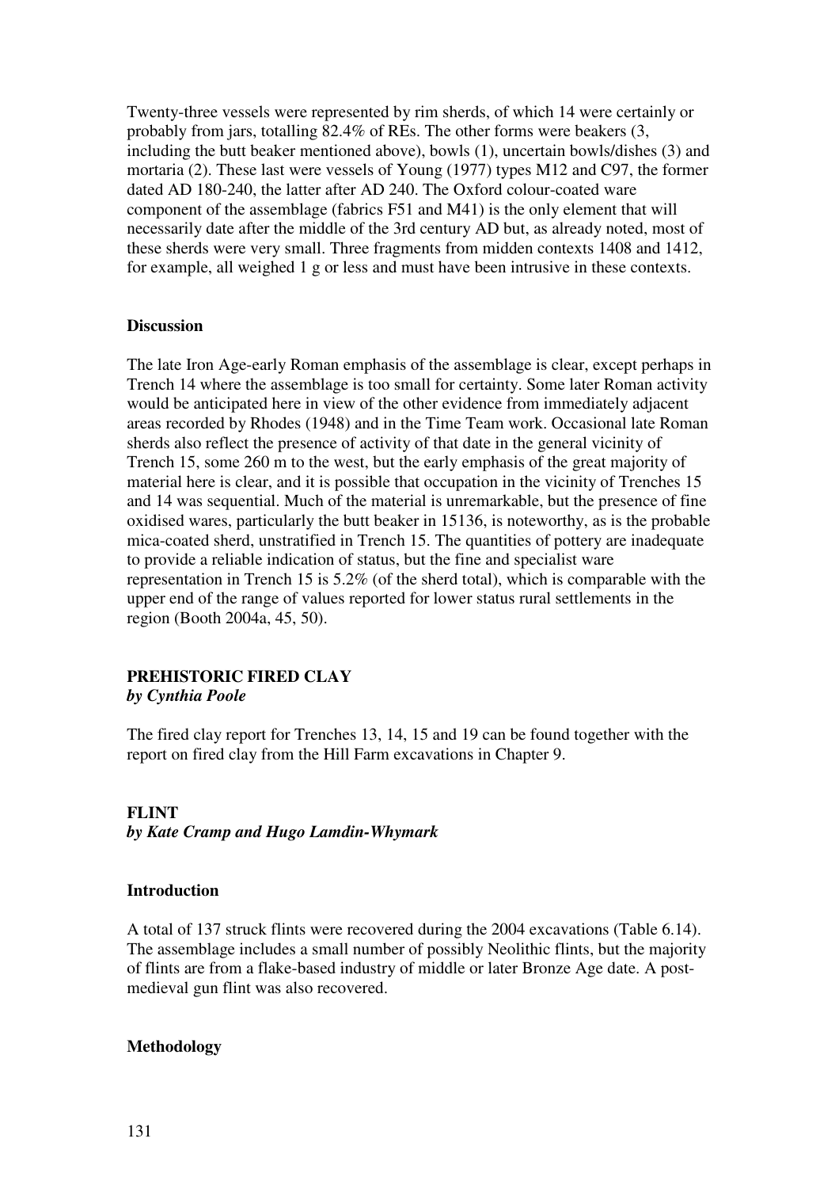Twenty-three vessels were represented by rim sherds, of which 14 were certainly or probably from jars, totalling 82.4% of REs. The other forms were beakers (3, including the butt beaker mentioned above), bowls (1), uncertain bowls/dishes (3) and mortaria (2). These last were vessels of Young (1977) types M12 and C97, the former dated AD 180-240, the latter after AD 240. The Oxford colour-coated ware component of the assemblage (fabrics F51 and M41) is the only element that will necessarily date after the middle of the 3rd century AD but, as already noted, most of these sherds were very small. Three fragments from midden contexts 1408 and 1412, for example, all weighed 1 g or less and must have been intrusive in these contexts.

### Discussion

The late Iron Age-early Roman emphasis of the assemblage is clear, except perhaps in Trench 14 where the assemblage is too small for certainty. Some later Roman activity would be anticipated here in view of the other evidence from immediately adjacent areas recorded by Rhodes (1948) and in the Time Team work. Occasional late Roman sherds also reflect the presence of activity of that date in the general vicinity of Trench 15, some 260 m to the west, but the early emphasis of the great majority of material here is clear, and it is possible that occupation in the vicinity of Trenches 15 and 14 was sequential. Much of the material is unremarkable, but the presence of fine oxidised wares, particularly the butt beaker in 15136, is noteworthy, as is the probable mica-coated sherd, unstratified in Trench 15. The quantities of pottery are inadequate to provide a reliable indication of status, but the fine and specialist ware representation in Trench 15 is 5.2% (of the sherd total), which is comparable with the upper end of the range of values reported for lower status rural settlements in the region (Booth 2004a, 45, 50).

## PREHISTORIC FIRED CLAY
***by Cynthia Poole***

The fired clay report for Trenches 13, 14, 15 and 19 can be found together with the report on fired clay from the Hill Farm excavations in Chapter 9.

## FLINT
***by Kate Cramp and Hugo Lamdin-Whymark***

### Introduction

A total of 137 struck flints were recovered during the 2004 excavations (Table 6.14). The assemblage includes a small number of possibly Neolithic flints, but the majority of flints are from a flake-based industry of middle or later Bronze Age date. A post-medieval gun flint was also recovered.

### Methodology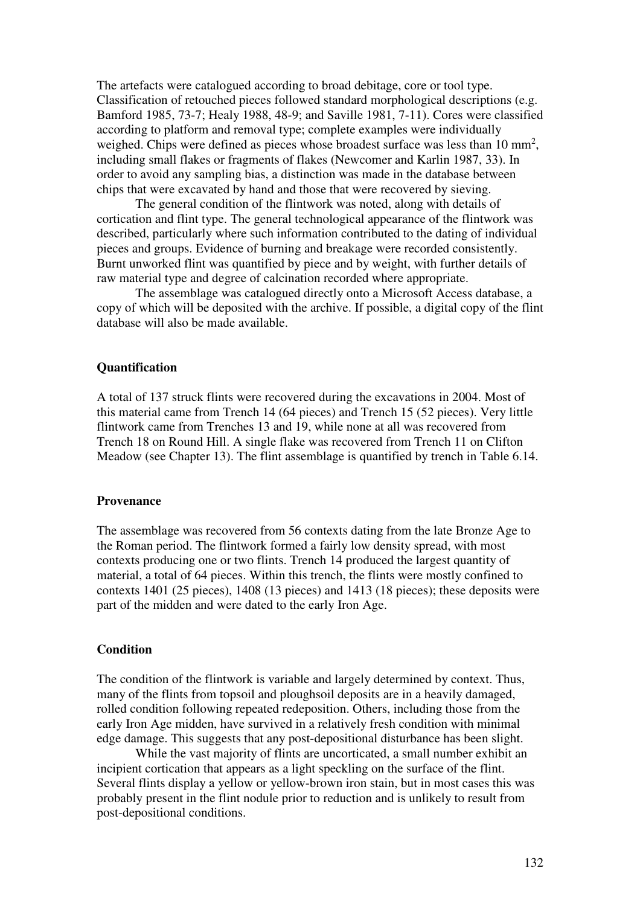The artefacts were catalogued according to broad debitage, core or tool type. Classification of retouched pieces followed standard morphological descriptions (e.g. Bamford 1985, 73-7; Healy 1988, 48-9; and Saville 1981, 7-11). Cores were classified according to platform and removal type; complete examples were individually weighed. Chips were defined as pieces whose broadest surface was less than 10 mm$^2$, including small flakes or fragments of flakes (Newcomer and Karlin 1987, 33). In order to avoid any sampling bias, a distinction was made in the database between chips that were excavated by hand and those that were recovered by sieving.

The general condition of the flintwork was noted, along with details of cortication and flint type. The general technological appearance of the flintwork was described, particularly where such information contributed to the dating of individual pieces and groups. Evidence of burning and breakage were recorded consistently. Burnt unworked flint was quantified by piece and by weight, with further details of raw material type and degree of calcination recorded where appropriate.

The assemblage was catalogued directly onto a Microsoft Access database, a copy of which will be deposited with the archive. If possible, a digital copy of the flint database will also be made available.

**Quantification**

A total of 137 struck flints were recovered during the excavations in 2004. Most of this material came from Trench 14 (64 pieces) and Trench 15 (52 pieces). Very little flintwork came from Trenches 13 and 19, while none at all was recovered from Trench 18 on Round Hill. A single flake was recovered from Trench 11 on Clifton Meadow (see Chapter 13). The flint assemblage is quantified by trench in Table 6.14.

**Provenance**

The assemblage was recovered from 56 contexts dating from the late Bronze Age to the Roman period. The flintwork formed a fairly low density spread, with most contexts producing one or two flints. Trench 14 produced the largest quantity of material, a total of 64 pieces. Within this trench, the flints were mostly confined to contexts 1401 (25 pieces), 1408 (13 pieces) and 1413 (18 pieces); these deposits were part of the midden and were dated to the early Iron Age.

**Condition**

The condition of the flintwork is variable and largely determined by context. Thus, many of the flints from topsoil and ploughsoil deposits are in a heavily damaged, rolled condition following repeated redeposition. Others, including those from the early Iron Age midden, have survived in a relatively fresh condition with minimal edge damage. This suggests that any post-depositional disturbance has been slight.

While the vast majority of flints are uncorticated, a small number exhibit an incipient cortication that appears as a light speckling on the surface of the flint. Several flints display a yellow or yellow-brown iron stain, but in most cases this was probably present in the flint nodule prior to reduction and is unlikely to result from post-depositional conditions.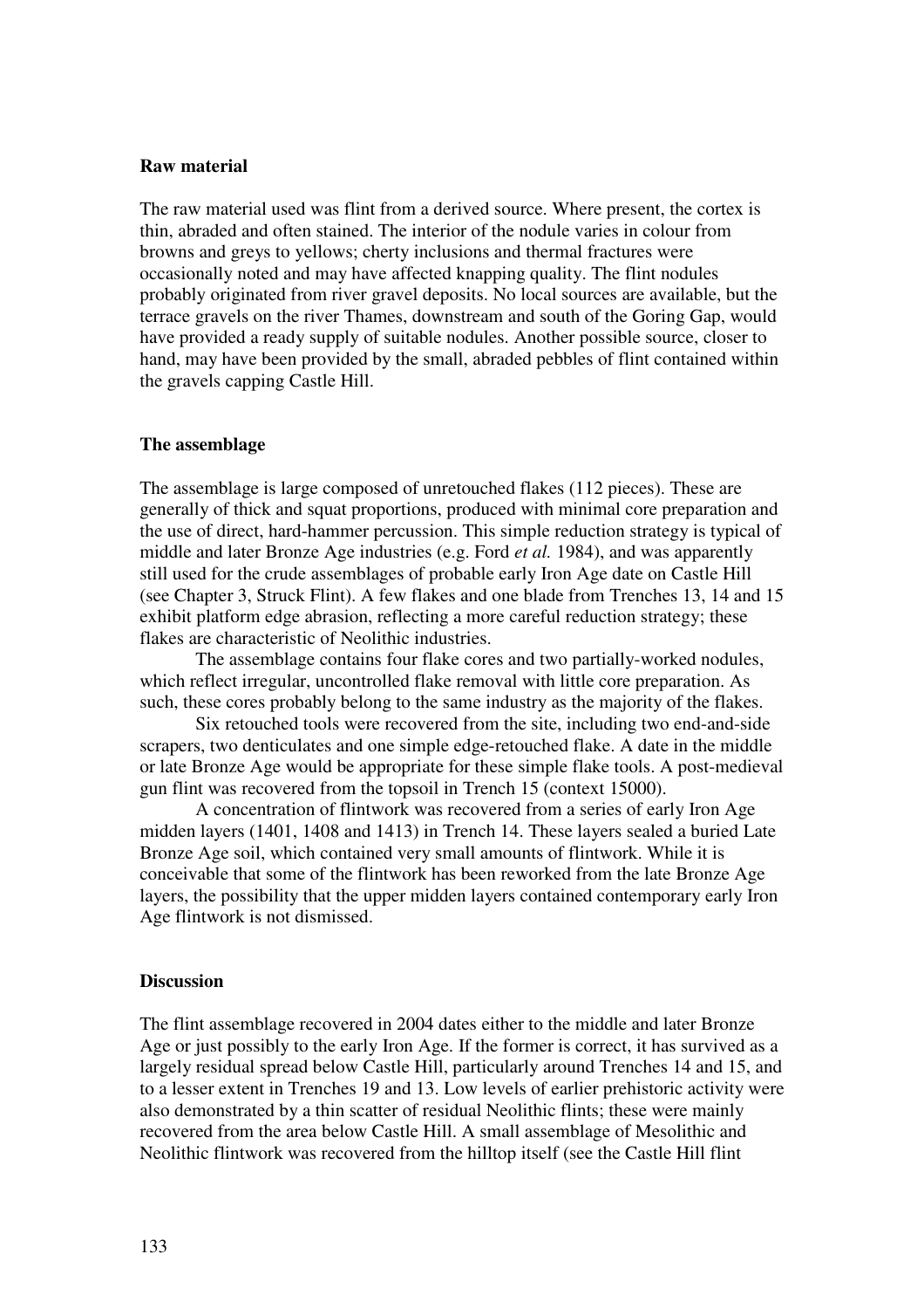### Raw material

The raw material used was flint from a derived source. Where present, the cortex is thin, abraded and often stained. The interior of the nodule varies in colour from browns and greys to yellows; cherty inclusions and thermal fractures were occasionally noted and may have affected knapping quality. The flint nodules probably originated from river gravel deposits. No local sources are available, but the terrace gravels on the river Thames, downstream and south of the Goring Gap, would have provided a ready supply of suitable nodules. Another possible source, closer to hand, may have been provided by the small, abraded pebbles of flint contained within the gravels capping Castle Hill.

### The assemblage

The assemblage is large composed of unretouched flakes (112 pieces). These are generally of thick and squat proportions, produced with minimal core preparation and the use of direct, hard-hammer percussion. This simple reduction strategy is typical of middle and later Bronze Age industries (e.g. Ford *et al.* 1984), and was apparently still used for the crude assemblages of probable early Iron Age date on Castle Hill (see Chapter 3, Struck Flint). A few flakes and one blade from Trenches 13, 14 and 15 exhibit platform edge abrasion, reflecting a more careful reduction strategy; these flakes are characteristic of Neolithic industries.

The assemblage contains four flake cores and two partially-worked nodules, which reflect irregular, uncontrolled flake removal with little core preparation. As such, these cores probably belong to the same industry as the majority of the flakes.

Six retouched tools were recovered from the site, including two end-and-side scrapers, two denticulates and one simple edge-retouched flake. A date in the middle or late Bronze Age would be appropriate for these simple flake tools. A post-medieval gun flint was recovered from the topsoil in Trench 15 (context 15000).

A concentration of flintwork was recovered from a series of early Iron Age midden layers (1401, 1408 and 1413) in Trench 14. These layers sealed a buried Late Bronze Age soil, which contained very small amounts of flintwork. While it is conceivable that some of the flintwork has been reworked from the late Bronze Age layers, the possibility that the upper midden layers contained contemporary early Iron Age flintwork is not dismissed.

### Discussion

The flint assemblage recovered in 2004 dates either to the middle and later Bronze Age or just possibly to the early Iron Age. If the former is correct, it has survived as a largely residual spread below Castle Hill, particularly around Trenches 14 and 15, and to a lesser extent in Trenches 19 and 13. Low levels of earlier prehistoric activity were also demonstrated by a thin scatter of residual Neolithic flints; these were mainly recovered from the area below Castle Hill. A small assemblage of Mesolithic and Neolithic flintwork was recovered from the hilltop itself (see the Castle Hill flint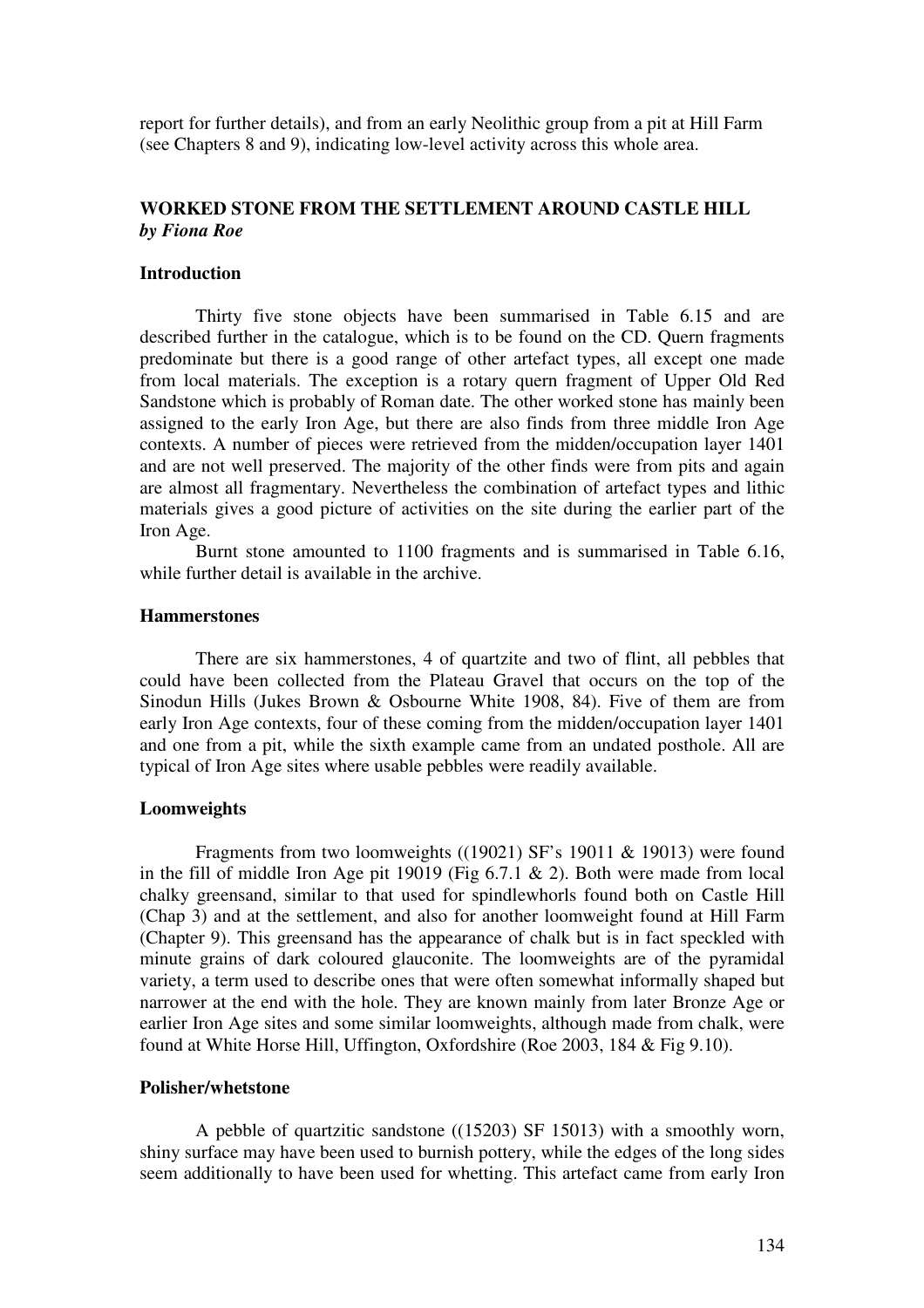report for further details), and from an early Neolithic group from a pit at Hill Farm (see Chapters 8 and 9), indicating low-level activity across this whole area.

## WORKED STONE FROM THE SETTLEMENT AROUND CASTLE HILL
***by Fiona Roe***

### Introduction

Thirty five stone objects have been summarised in Table 6.15 and are described further in the catalogue, which is to be found on the CD. Quern fragments predominate but there is a good range of other artefact types, all except one made from local materials. The exception is a rotary quern fragment of Upper Old Red Sandstone which is probably of Roman date. The other worked stone has mainly been assigned to the early Iron Age, but there are also finds from three middle Iron Age contexts. A number of pieces were retrieved from the midden/occupation layer 1401 and are not well preserved. The majority of the other finds were from pits and again are almost all fragmentary. Nevertheless the combination of artefact types and lithic materials gives a good picture of activities on the site during the earlier part of the Iron Age.

Burnt stone amounted to 1100 fragments and is summarised in Table 6.16, while further detail is available in the archive.

### Hammerstones

There are six hammerstones, 4 of quartzite and two of flint, all pebbles that could have been collected from the Plateau Gravel that occurs on the top of the Sinodun Hills (Jukes Brown & Osbourne White 1908, 84). Five of them are from early Iron Age contexts, four of these coming from the midden/occupation layer 1401 and one from a pit, while the sixth example came from an undated posthole. All are typical of Iron Age sites where usable pebbles were readily available.

### Loomweights

Fragments from two loomweights ((19021) SF's 19011 & 19013) were found in the fill of middle Iron Age pit 19019 (Fig 6.7.1 & 2). Both were made from local chalky greensand, similar to that used for spindlewhorls found both on Castle Hill (Chap 3) and at the settlement, and also for another loomweight found at Hill Farm (Chapter 9). This greensand has the appearance of chalk but is in fact speckled with minute grains of dark coloured glauconite. The loomweights are of the pyramidal variety, a term used to describe ones that were often somewhat informally shaped but narrower at the end with the hole. They are known mainly from later Bronze Age or earlier Iron Age sites and some similar loomweights, although made from chalk, were found at White Horse Hill, Uffington, Oxfordshire (Roe 2003, 184 & Fig 9.10).

### Polisher/whetstone

A pebble of quartzitic sandstone ((15203) SF 15013) with a smoothly worn, shiny surface may have been used to burnish pottery, while the edges of the long sides seem additionally to have been used for whetting. This artefact came from early Iron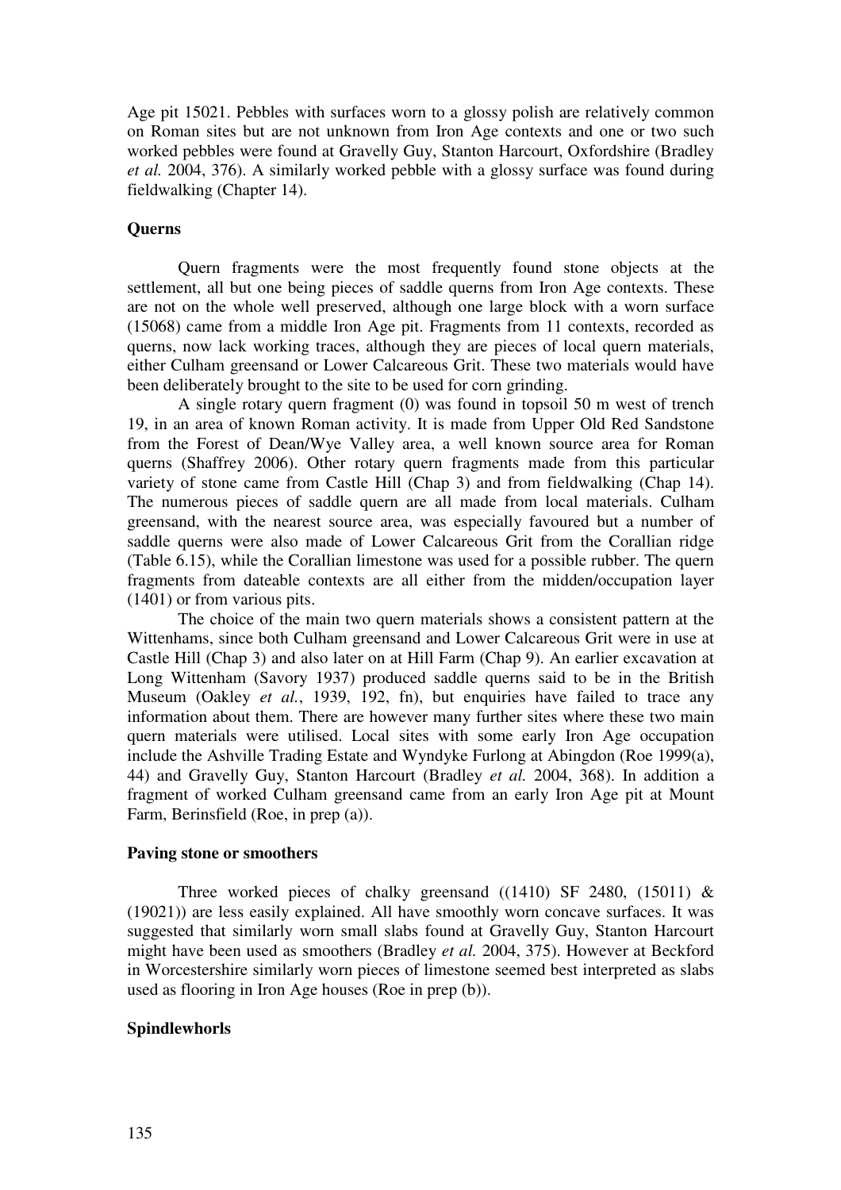Age pit 15021. Pebbles with surfaces worn to a glossy polish are relatively common on Roman sites but are not unknown from Iron Age contexts and one or two such worked pebbles were found at Gravelly Guy, Stanton Harcourt, Oxfordshire (Bradley *et al.* 2004, 376). A similarly worked pebble with a glossy surface was found during fieldwalking (Chapter 14).

### Querns

Quern fragments were the most frequently found stone objects at the settlement, all but one being pieces of saddle querns from Iron Age contexts. These are not on the whole well preserved, although one large block with a worn surface (15068) came from a middle Iron Age pit. Fragments from 11 contexts, recorded as querns, now lack working traces, although they are pieces of local quern materials, either Culham greensand or Lower Calcareous Grit. These two materials would have been deliberately brought to the site to be used for corn grinding.

A single rotary quern fragment (0) was found in topsoil 50 m west of trench 19, in an area of known Roman activity. It is made from Upper Old Red Sandstone from the Forest of Dean/Wye Valley area, a well known source area for Roman querns (Shaffrey 2006). Other rotary quern fragments made from this particular variety of stone came from Castle Hill (Chap 3) and from fieldwalking (Chap 14). The numerous pieces of saddle quern are all made from local materials. Culham greensand, with the nearest source area, was especially favoured but a number of saddle querns were also made of Lower Calcareous Grit from the Corallian ridge (Table 6.15), while the Corallian limestone was used for a possible rubber. The quern fragments from dateable contexts are all either from the midden/occupation layer (1401) or from various pits.

The choice of the main two quern materials shows a consistent pattern at the Wittenhams, since both Culham greensand and Lower Calcareous Grit were in use at Castle Hill (Chap 3) and also later on at Hill Farm (Chap 9). An earlier excavation at Long Wittenham (Savory 1937) produced saddle querns said to be in the British Museum (Oakley *et al.*, 1939, 192, fn), but enquiries have failed to trace any information about them. There are however many further sites where these two main quern materials were utilised. Local sites with some early Iron Age occupation include the Ashville Trading Estate and Wyndyke Furlong at Abingdon (Roe 1999(a), 44) and Gravelly Guy, Stanton Harcourt (Bradley *et al.* 2004, 368). In addition a fragment of worked Culham greensand came from an early Iron Age pit at Mount Farm, Berinsfield (Roe, in prep (a)).

### Paving stone or smoothers

Three worked pieces of chalky greensand ((1410) SF 2480, (15011) & (19021)) are less easily explained. All have smoothly worn concave surfaces. It was suggested that similarly worn small slabs found at Gravelly Guy, Stanton Harcourt might have been used as smoothers (Bradley *et al.* 2004, 375). However at Beckford in Worcestershire similarly worn pieces of limestone seemed best interpreted as slabs used as flooring in Iron Age houses (Roe in prep (b)).

### Spindlewhorls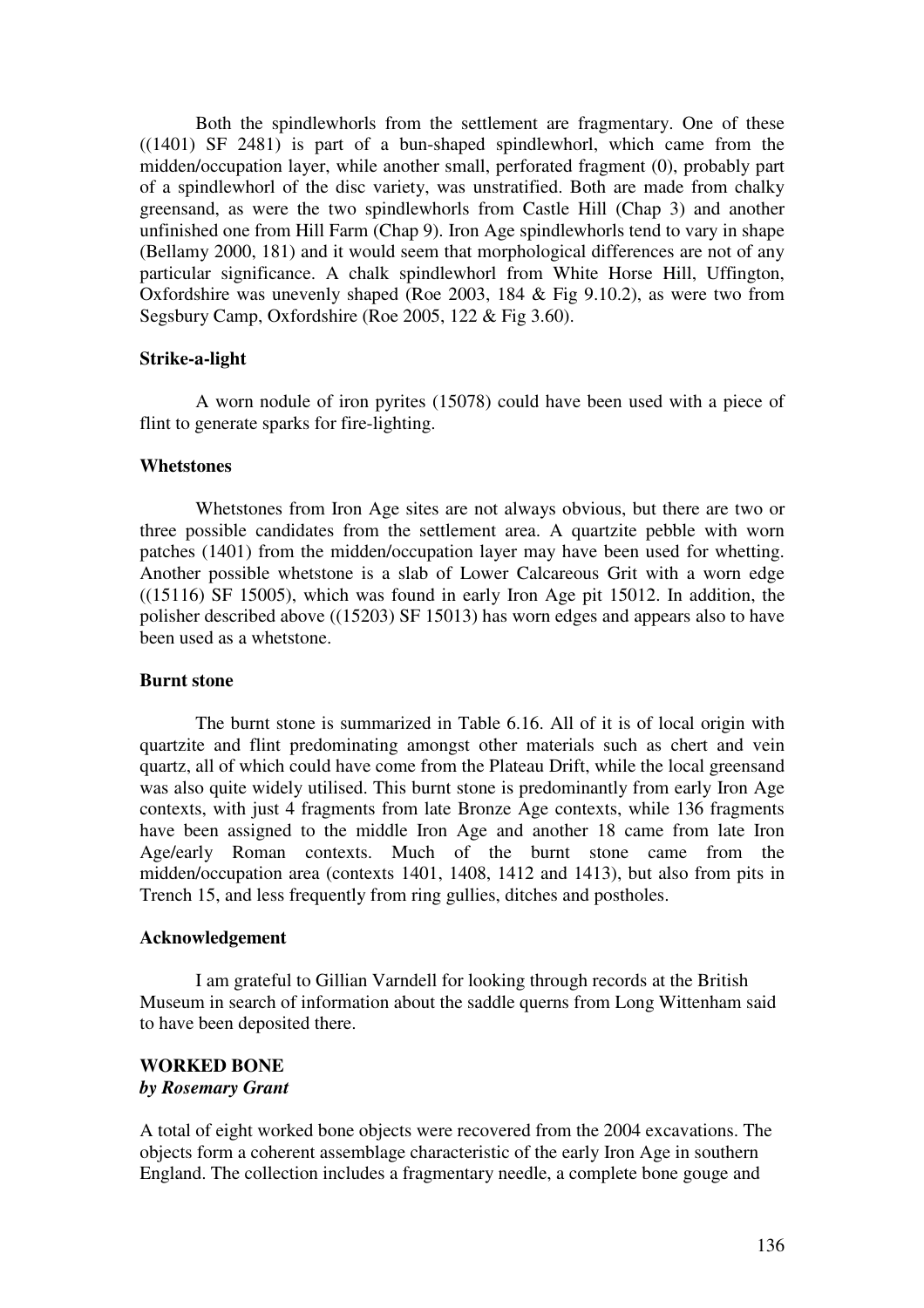Both the spindlewhorls from the settlement are fragmentary. One of these ((1401) SF 2481) is part of a bun-shaped spindlewhorl, which came from the midden/occupation layer, while another small, perforated fragment (0), probably part of a spindlewhorl of the disc variety, was unstratified. Both are made from chalky greensand, as were the two spindlewhorls from Castle Hill (Chap 3) and another unfinished one from Hill Farm (Chap 9). Iron Age spindlewhorls tend to vary in shape (Bellamy 2000, 181) and it would seem that morphological differences are not of any particular significance. A chalk spindlewhorl from White Horse Hill, Uffington, Oxfordshire was unevenly shaped (Roe 2003, 184 & Fig 9.10.2), as were two from Segsbury Camp, Oxfordshire (Roe 2005, 122 & Fig 3.60).

### Strike-a-light

A worn nodule of iron pyrites (15078) could have been used with a piece of flint to generate sparks for fire-lighting.

### Whetstones

Whetstones from Iron Age sites are not always obvious, but there are two or three possible candidates from the settlement area. A quartzite pebble with worn patches (1401) from the midden/occupation layer may have been used for whetting. Another possible whetstone is a slab of Lower Calcareous Grit with a worn edge ((15116) SF 15005), which was found in early Iron Age pit 15012. In addition, the polisher described above ((15203) SF 15013) has worn edges and appears also to have been used as a whetstone.

### Burnt stone

The burnt stone is summarized in Table 6.16. All of it is of local origin with quartzite and flint predominating amongst other materials such as chert and vein quartz, all of which could have come from the Plateau Drift, while the local greensand was also quite widely utilised. This burnt stone is predominantly from early Iron Age contexts, with just 4 fragments from late Bronze Age contexts, while 136 fragments have been assigned to the middle Iron Age and another 18 came from late Iron Age/early Roman contexts. Much of the burnt stone came from the midden/occupation area (contexts 1401, 1408, 1412 and 1413), but also from pits in Trench 15, and less frequently from ring gullies, ditches and postholes.

### Acknowledgement

I am grateful to Gillian Varndell for looking through records at the British Museum in search of information about the saddle querns from Long Wittenham said to have been deposited there.

## WORKED BONE

***by Rosemary Grant***

A total of eight worked bone objects were recovered from the 2004 excavations. The objects form a coherent assemblage characteristic of the early Iron Age in southern England. The collection includes a fragmentary needle, a complete bone gouge and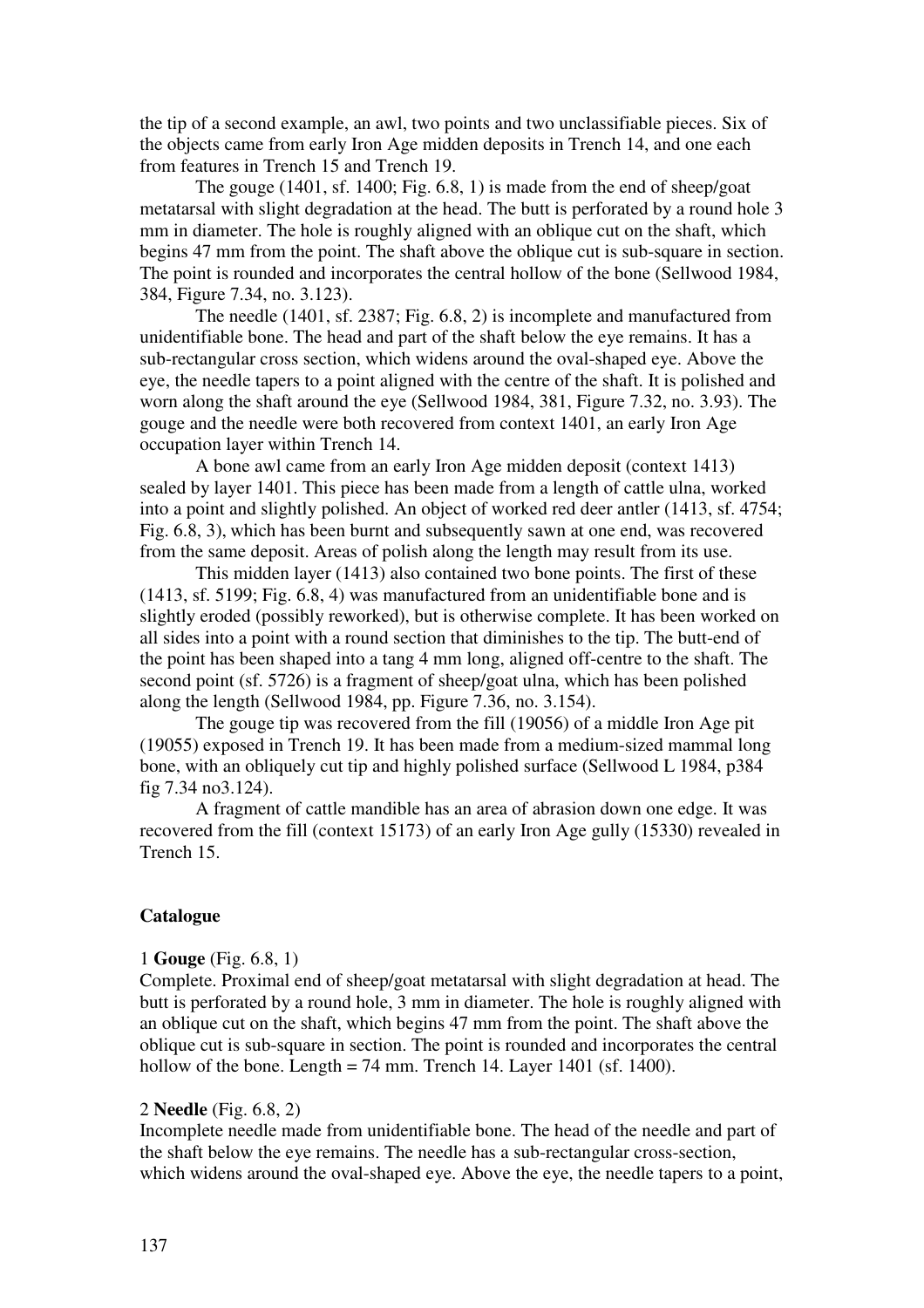the tip of a second example, an awl, two points and two unclassifiable pieces. Six of the objects came from early Iron Age midden deposits in Trench 14, and one each from features in Trench 15 and Trench 19.

The gouge (1401, sf. 1400; Fig. 6.8, 1) is made from the end of sheep/goat metatarsal with slight degradation at the head. The butt is perforated by a round hole 3 mm in diameter. The hole is roughly aligned with an oblique cut on the shaft, which begins 47 mm from the point. The shaft above the oblique cut is sub-square in section. The point is rounded and incorporates the central hollow of the bone (Sellwood 1984, 384, Figure 7.34, no. 3.123).

The needle (1401, sf. 2387; Fig. 6.8, 2) is incomplete and manufactured from unidentifiable bone. The head and part of the shaft below the eye remains. It has a sub-rectangular cross section, which widens around the oval-shaped eye. Above the eye, the needle tapers to a point aligned with the centre of the shaft. It is polished and worn along the shaft around the eye (Sellwood 1984, 381, Figure 7.32, no. 3.93). The gouge and the needle were both recovered from context 1401, an early Iron Age occupation layer within Trench 14.

A bone awl came from an early Iron Age midden deposit (context 1413) sealed by layer 1401. This piece has been made from a length of cattle ulna, worked into a point and slightly polished. An object of worked red deer antler (1413, sf. 4754; Fig. 6.8, 3), which has been burnt and subsequently sawn at one end, was recovered from the same deposit. Areas of polish along the length may result from its use.

This midden layer (1413) also contained two bone points. The first of these (1413, sf. 5199; Fig. 6.8, 4) was manufactured from an unidentifiable bone and is slightly eroded (possibly reworked), but is otherwise complete. It has been worked on all sides into a point with a round section that diminishes to the tip. The butt-end of the point has been shaped into a tang 4 mm long, aligned off-centre to the shaft. The second point (sf. 5726) is a fragment of sheep/goat ulna, which has been polished along the length (Sellwood 1984, pp. Figure 7.36, no. 3.154).

The gouge tip was recovered from the fill (19056) of a middle Iron Age pit (19055) exposed in Trench 19. It has been made from a medium-sized mammal long bone, with an obliquely cut tip and highly polished surface (Sellwood L 1984, p384 fig 7.34 no3.124).

A fragment of cattle mandible has an area of abrasion down one edge. It was recovered from the fill (context 15173) of an early Iron Age gully (15330) revealed in Trench 15.

**Catalogue**

1 **Gouge** (Fig. 6.8, 1)
Complete. Proximal end of sheep/goat metatarsal with slight degradation at head. The butt is perforated by a round hole, 3 mm in diameter. The hole is roughly aligned with an oblique cut on the shaft, which begins 47 mm from the point. The shaft above the oblique cut is sub-square in section. The point is rounded and incorporates the central hollow of the bone. Length = 74 mm. Trench 14. Layer 1401 (sf. 1400).

2 **Needle** (Fig. 6.8, 2)
Incomplete needle made from unidentifiable bone. The head of the needle and part of the shaft below the eye remains. The needle has a sub-rectangular cross-section, which widens around the oval-shaped eye. Above the eye, the needle tapers to a point,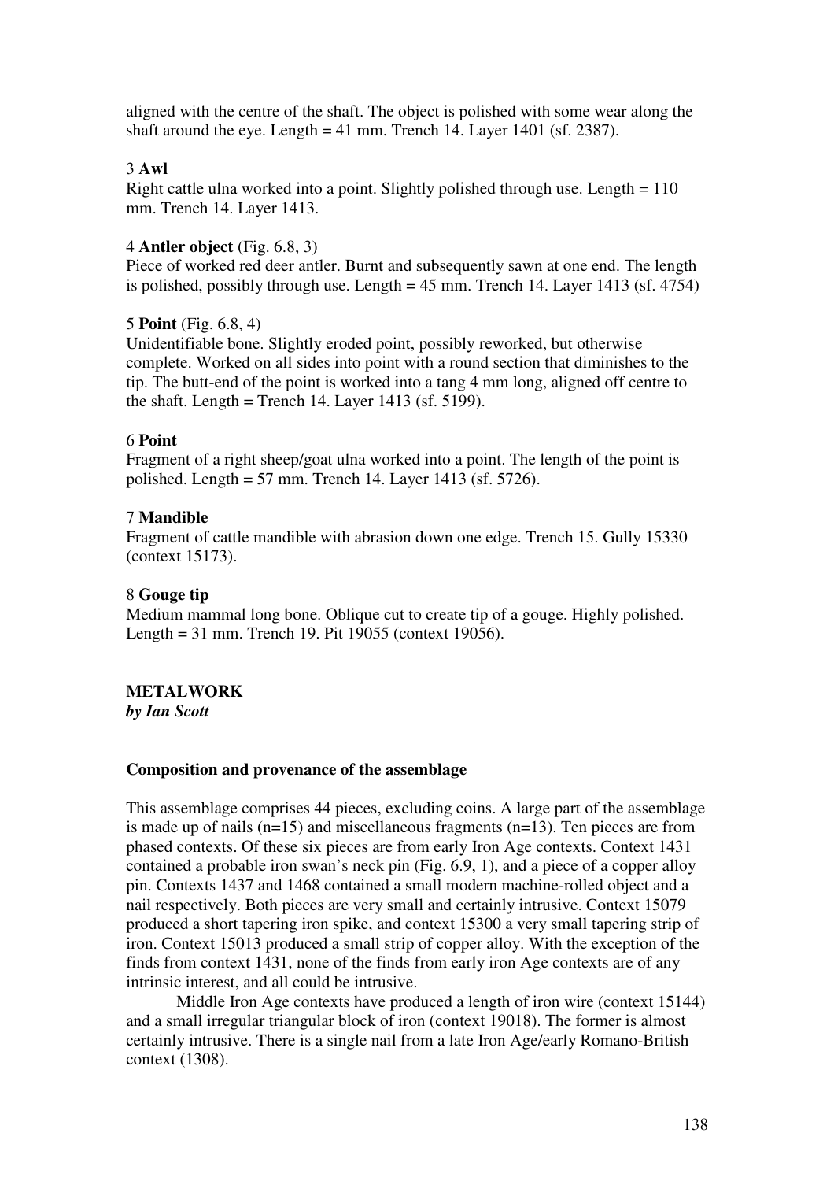aligned with the centre of the shaft. The object is polished with some wear along the shaft around the eye. Length = 41 mm. Trench 14. Layer 1401 (sf. 2387).

3 **Awl**
Right cattle ulna worked into a point. Slightly polished through use. Length = 110 mm. Trench 14. Layer 1413.

4 **Antler object** (Fig. 6.8, 3)
Piece of worked red deer antler. Burnt and subsequently sawn at one end. The length is polished, possibly through use. Length = 45 mm. Trench 14. Layer 1413 (sf. 4754)

5 **Point** (Fig. 6.8, 4)
Unidentifiable bone. Slightly eroded point, possibly reworked, but otherwise complete. Worked on all sides into point with a round section that diminishes to the tip. The butt-end of the point is worked into a tang 4 mm long, aligned off centre to the shaft. Length = Trench 14. Layer 1413 (sf. 5199).

6 **Point**
Fragment of a right sheep/goat ulna worked into a point. The length of the point is polished. Length = 57 mm. Trench 14. Layer 1413 (sf. 5726).

7 **Mandible**
Fragment of cattle mandible with abrasion down one edge. Trench 15. Gully 15330 (context 15173).

8 **Gouge tip**
Medium mammal long bone. Oblique cut to create tip of a gouge. Highly polished. Length = 31 mm. Trench 19. Pit 19055 (context 19056).

## METALWORK
***by Ian Scott***

### Composition and provenance of the assemblage

This assemblage comprises 44 pieces, excluding coins. A large part of the assemblage is made up of nails (n=15) and miscellaneous fragments (n=13). Ten pieces are from phased contexts. Of these six pieces are from early Iron Age contexts. Context 1431 contained a probable iron swan's neck pin (Fig. 6.9, 1), and a piece of a copper alloy pin. Contexts 1437 and 1468 contained a small modern machine-rolled object and a nail respectively. Both pieces are very small and certainly intrusive. Context 15079 produced a short tapering iron spike, and context 15300 a very small tapering strip of iron. Context 15013 produced a small strip of copper alloy. With the exception of the finds from context 1431, none of the finds from early iron Age contexts are of any intrinsic interest, and all could be intrusive.

Middle Iron Age contexts have produced a length of iron wire (context 15144) and a small irregular triangular block of iron (context 19018). The former is almost certainly intrusive. There is a single nail from a late Iron Age/early Romano-British context (1308).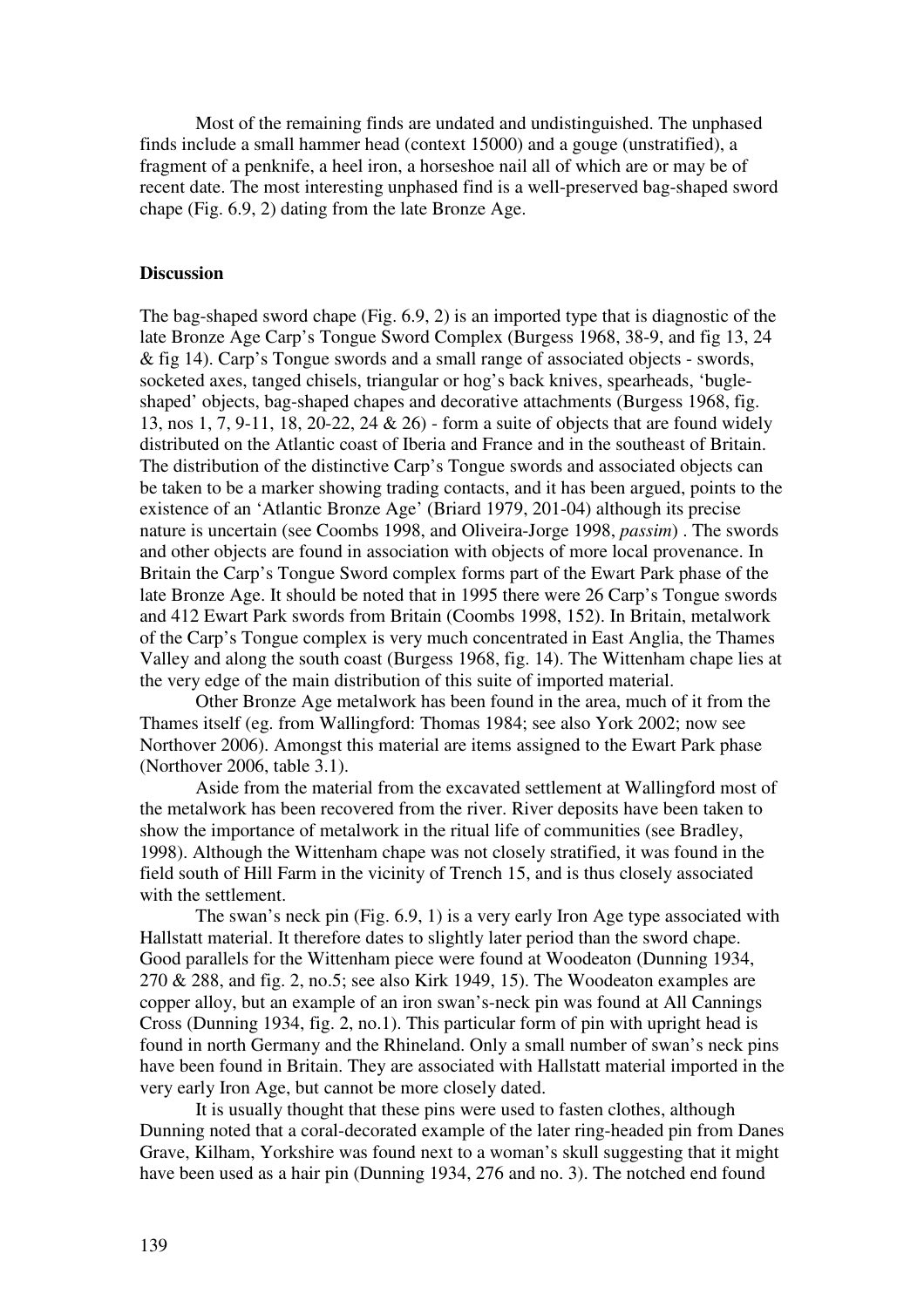Most of the remaining finds are undated and undistinguished. The unphased finds include a small hammer head (context 15000) and a gouge (unstratified), a fragment of a penknife, a heel iron, a horseshoe nail all of which are or may be of recent date. The most interesting unphased find is a well-preserved bag-shaped sword chape (Fig. 6.9, 2) dating from the late Bronze Age.

### Discussion

The bag-shaped sword chape (Fig. 6.9, 2) is an imported type that is diagnostic of the late Bronze Age Carp's Tongue Sword Complex (Burgess 1968, 38-9, and fig 13, 24 & fig 14). Carp's Tongue swords and a small range of associated objects - swords, socketed axes, tanged chisels, triangular or hog's back knives, spearheads, 'bugle-shaped' objects, bag-shaped chapes and decorative attachments (Burgess 1968, fig. 13, nos 1, 7, 9-11, 18, 20-22, 24 & 26) - form a suite of objects that are found widely distributed on the Atlantic coast of Iberia and France and in the southeast of Britain. The distribution of the distinctive Carp's Tongue swords and associated objects can be taken to be a marker showing trading contacts, and it has been argued, points to the existence of an 'Atlantic Bronze Age' (Briard 1979, 201-04) although its precise nature is uncertain (see Coombs 1998, and Oliveira-Jorge 1998, *passim*) . The swords and other objects are found in association with objects of more local provenance. In Britain the Carp's Tongue Sword complex forms part of the Ewart Park phase of the late Bronze Age. It should be noted that in 1995 there were 26 Carp's Tongue swords and 412 Ewart Park swords from Britain (Coombs 1998, 152). In Britain, metalwork of the Carp's Tongue complex is very much concentrated in East Anglia, the Thames Valley and along the south coast (Burgess 1968, fig. 14). The Wittenham chape lies at the very edge of the main distribution of this suite of imported material.

Other Bronze Age metalwork has been found in the area, much of it from the Thames itself (eg. from Wallingford: Thomas 1984; see also York 2002; now see Northover 2006). Amongst this material are items assigned to the Ewart Park phase (Northover 2006, table 3.1).

Aside from the material from the excavated settlement at Wallingford most of the metalwork has been recovered from the river. River deposits have been taken to show the importance of metalwork in the ritual life of communities (see Bradley, 1998). Although the Wittenham chape was not closely stratified, it was found in the field south of Hill Farm in the vicinity of Trench 15, and is thus closely associated with the settlement.

The swan's neck pin (Fig. 6.9, 1) is a very early Iron Age type associated with Hallstatt material. It therefore dates to slightly later period than the sword chape. Good parallels for the Wittenham piece were found at Woodeaton (Dunning 1934, 270 & 288, and fig. 2, no.5; see also Kirk 1949, 15). The Woodeaton examples are copper alloy, but an example of an iron swan's-neck pin was found at All Cannings Cross (Dunning 1934, fig. 2, no.1). This particular form of pin with upright head is found in north Germany and the Rhineland. Only a small number of swan's neck pins have been found in Britain. They are associated with Hallstatt material imported in the very early Iron Age, but cannot be more closely dated.

It is usually thought that these pins were used to fasten clothes, although Dunning noted that a coral-decorated example of the later ring-headed pin from Danes Grave, Kilham, Yorkshire was found next to a woman's skull suggesting that it might have been used as a hair pin (Dunning 1934, 276 and no. 3). The notched end found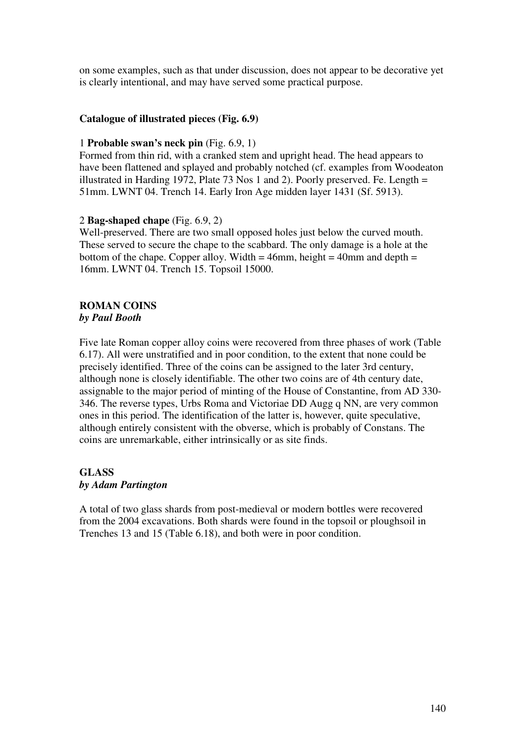on some examples, such as that under discussion, does not appear to be decorative yet is clearly intentional, and may have served some practical purpose.

**Catalogue of illustrated pieces (Fig. 6.9)**

1 **Probable swan's neck pin** (Fig. 6.9, 1)
Formed from thin rid, with a cranked stem and upright head. The head appears to have been flattened and splayed and probably notched (cf. examples from Woodeaton illustrated in Harding 1972, Plate 73 Nos 1 and 2). Poorly preserved. Fe. Length = 51mm. LWNT 04. Trench 14. Early Iron Age midden layer 1431 (Sf. 5913).

2 **Bag-shaped chape** (Fig. 6.9, 2)
Well-preserved. There are two small opposed holes just below the curved mouth. These served to secure the chape to the scabbard. The only damage is a hole at the bottom of the chape. Copper alloy. Width = 46mm, height = 40mm and depth = 16mm. LWNT 04. Trench 15. Topsoil 15000.

## ROMAN COINS
***by Paul Booth***

Five late Roman copper alloy coins were recovered from three phases of work (Table 6.17). All were unstratified and in poor condition, to the extent that none could be precisely identified. Three of the coins can be assigned to the later 3rd century, although none is closely identifiable. The other two coins are of 4th century date, assignable to the major period of minting of the House of Constantine, from AD 330-346. The reverse types, Urbs Roma and Victoriae DD Augg q NN, are very common ones in this period. The identification of the latter is, however, quite speculative, although entirely consistent with the obverse, which is probably of Constans. The coins are unremarkable, either intrinsically or as site finds.

## GLASS
***by Adam Partington***

A total of two glass shards from post-medieval or modern bottles were recovered from the 2004 excavations. Both shards were found in the topsoil or ploughsoil in Trenches 13 and 15 (Table 6.18), and both were in poor condition.